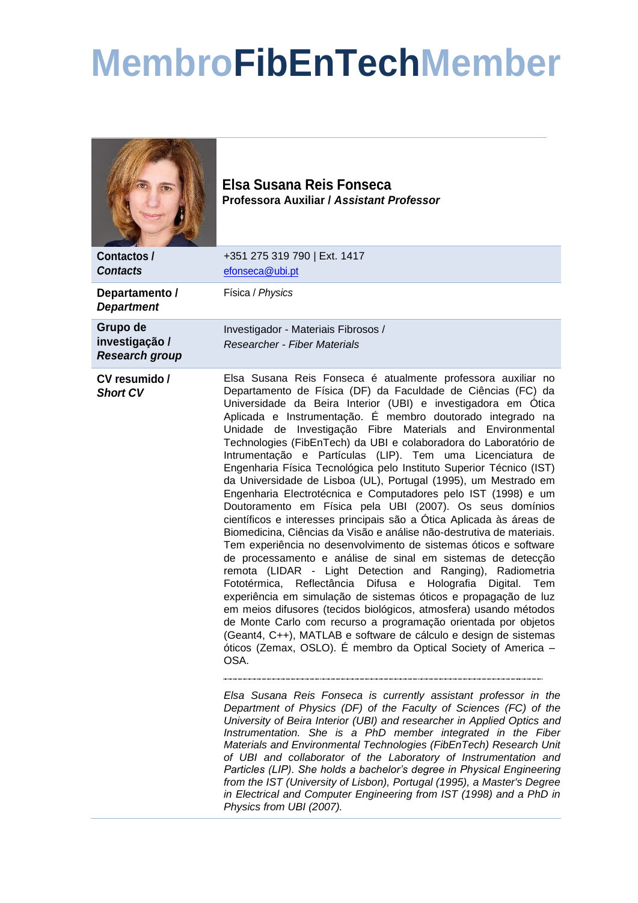# MembroFibEnTechMember

**Elsa Susana Reis Fonseca**
**Professora Auxiliar / *Assistant Professor***

| | |
|---|---|
| **Contactos / *Contacts*** | +351 275 319 790 \| Ext. 1417<br>efonseca@ubi.pt |
| **Departamento / *Department*** | Física / *Physics* |
| **Grupo de investigação / *Research group*** | Investigador - Materiais Fibrosos /<br>*Researcher - Fiber Materials* |
| **CV resumido / *Short CV*** | Elsa Susana Reis Fonseca é atualmente professora auxiliar no Departamento de Física (DF) da Faculdade de Ciências (FC) da Universidade da Beira Interior (UBI) e investigadora em Ótica Aplicada e Instrumentação. É membro doutorado integrado na Unidade de Investigação Fibre Materials and Environmental Technologies (FibEnTech) da UBI e colaboradora do Laboratório de Intrumentação e Partículas (LIP). Tem uma Licenciatura de Engenharia Física Tecnológica pelo Instituto Superior Técnico (IST) da Universidade de Lisboa (UL), Portugal (1995), um Mestrado em Engenharia Electrotécnica e Computadores pelo IST (1998) e um Doutoramento em Física pela UBI (2007). Os seus domínios científicos e interesses principais são a Ótica Aplicada às áreas de Biomedicina, Ciências da Visão e análise não-destrutiva de materiais. Tem experiência no desenvolvimento de sistemas óticos e software de processamento e análise de sinal em sistemas de detecção remota (LIDAR - Light Detection and Ranging), Radiometria Fototérmica, Reflectância Difusa e Holografia Digital. Tem experiência em simulação de sistemas óticos e propagação de luz em meios difusores (tecidos biológicos, atmosfera) usando métodos de Monte Carlo com recurso a programação orientada por objetos (Geant4, C++), MATLAB e software de cálculo e design de sistemas óticos (Zemax, OSLO). É membro da Optical Society of America – OSA.<br><br>*Elsa Susana Reis Fonseca is currently assistant professor in the Department of Physics (DF) of the Faculty of Sciences (FC) of the University of Beira Interior (UBI) and researcher in Applied Optics and Instrumentation. She is a PhD member integrated in the Fiber Materials and Environmental Technologies (FibEnTech) Research Unit of UBI and collaborator of the Laboratory of Instrumentation and Particles (LIP). She holds a bachelor's degree in Physical Engineering from the IST (University of Lisbon), Portugal (1995), a Master's Degree in Electrical and Computer Engineering from IST (1998) and a PhD in Physics from UBI (2007).* |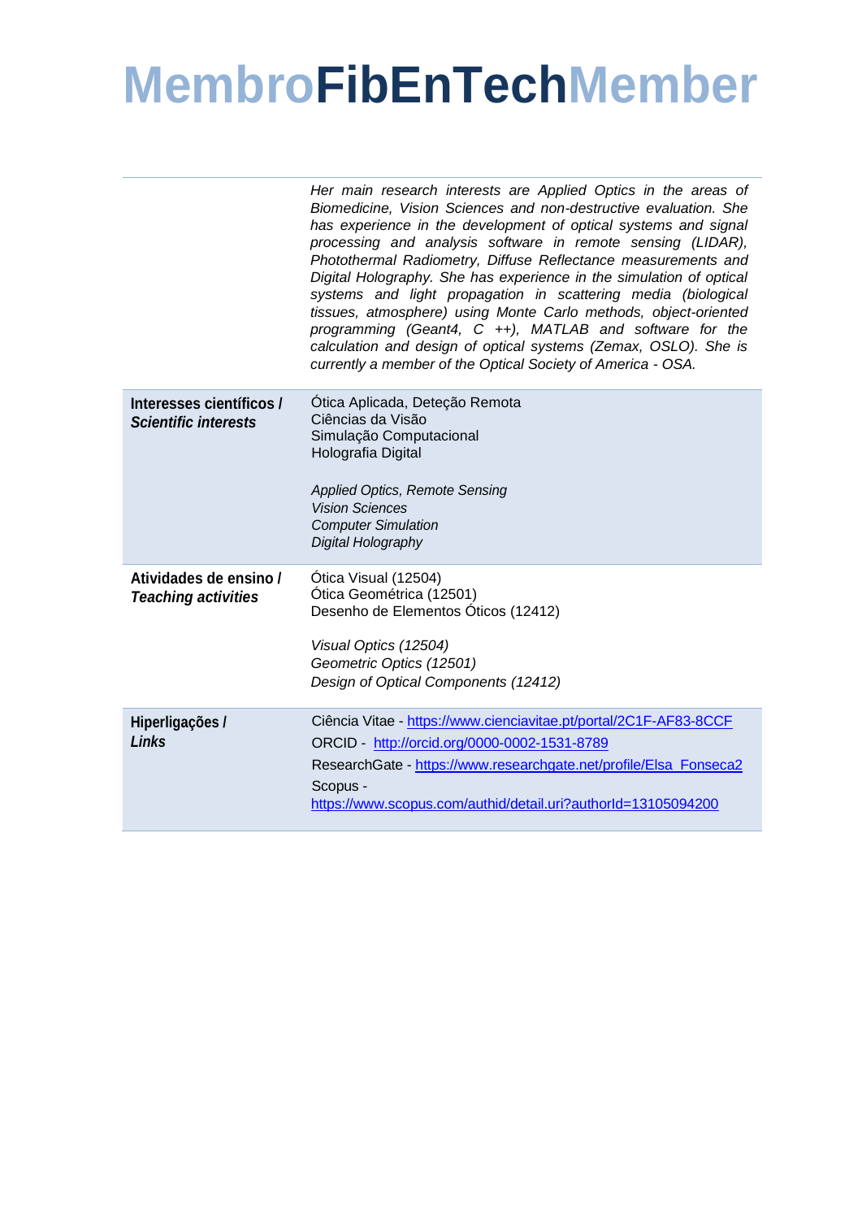# MembroFibEnTechMember

| | |
|---|---|
| | *Her main research interests are Applied Optics in the areas of Biomedicine, Vision Sciences and non-destructive evaluation. She has experience in the development of optical systems and signal processing and analysis software in remote sensing (LIDAR), Photothermal Radiometry, Diffuse Reflectance measurements and Digital Holography. She has experience in the simulation of optical systems and light propagation in scattering media (biological tissues, atmosphere) using Monte Carlo methods, object-oriented programming (Geant4, C ++), MATLAB and software for the calculation and design of optical systems (Zemax, OSLO). She is currently a member of the Optical Society of America - OSA.* |
| **Interesses científicos /** ***Scientific interests*** | Ótica Aplicada, Deteção Remota<br>Ciências da Visão<br>Simulação Computacional<br>Holografia Digital<br><br>*Applied Optics, Remote Sensing*<br>*Vision Sciences*<br>*Computer Simulation*<br>*Digital Holography* |
| **Atividades de ensino /** ***Teaching activities*** | Ótica Visual (12504)<br>Ótica Geométrica (12501)<br>Desenho de Elementos Óticos (12412)<br><br>*Visual Optics (12504)*<br>*Geometric Optics (12501)*<br>*Design of Optical Components (12412)* |
| **Hiperligações /** ***Links*** | Ciência Vitae - https://www.cienciavitae.pt/portal/2C1F-AF83-8CCF<br>ORCID - http://orcid.org/0000-0002-1531-8789<br>ResearchGate - https://www.researchgate.net/profile/Elsa_Fonseca2<br>Scopus - https://www.scopus.com/authid/detail.uri?authorId=13105094200 |